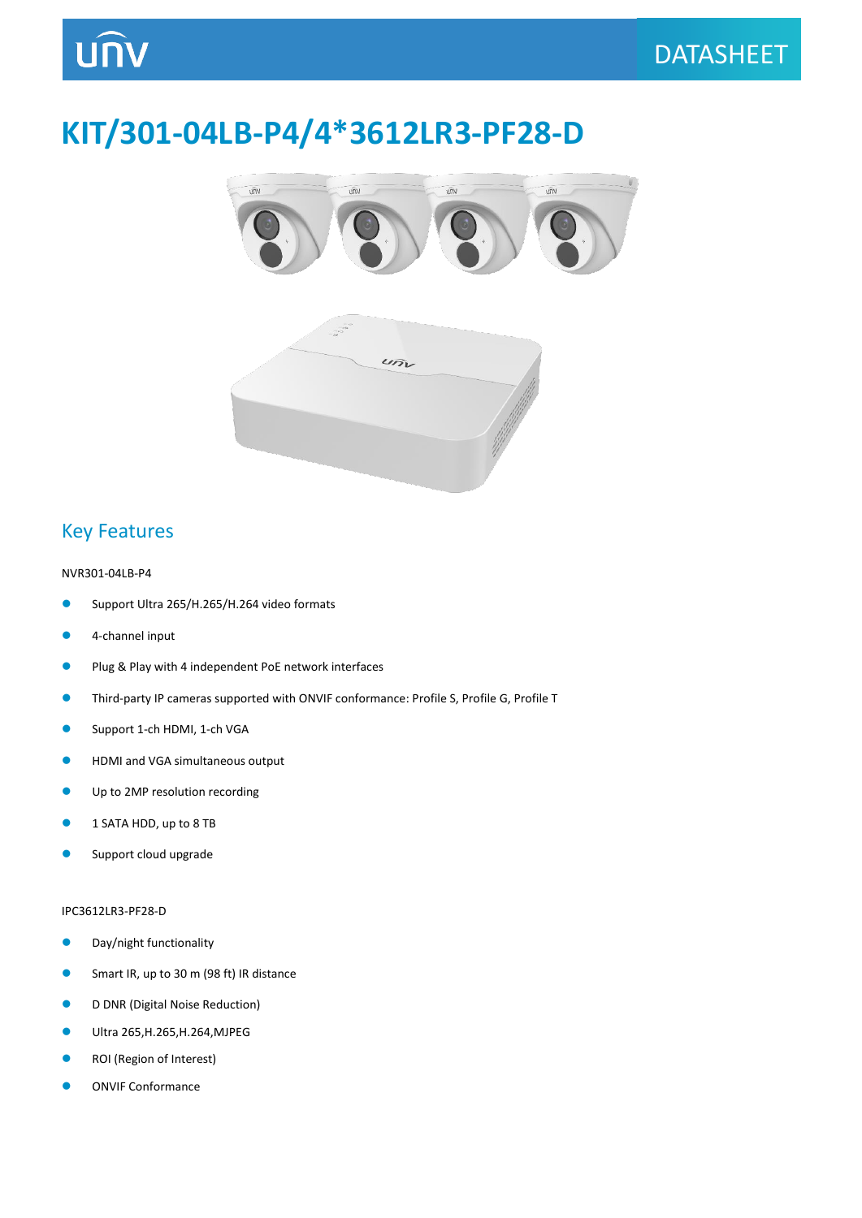# KIT/301-04LB-P4/4*3612LR3-PF28-D

## Key Features

NVR301-04LB-P4

- Support Ultra 265/H.265/H.264 video formats
- 4-channel input
- Plug & Play with 4 independent PoE network interfaces
- Third-party IP cameras supported with ONVIF conformance: Profile S, Profile G, Profile T
- Support 1-ch HDMI, 1-ch VGA
- HDMI and VGA simultaneous output
- Up to 2MP resolution recording
- 1 SATA HDD, up to 8 TB
- Support cloud upgrade

IPC3612LR3-PF28-D

- Day/night functionality
- Smart IR, up to 30 m (98 ft) IR distance
- D DNR (Digital Noise Reduction)
- Ultra 265,H.265,H.264,MJPEG
- ROI (Region of Interest)
- ONVIF Conformance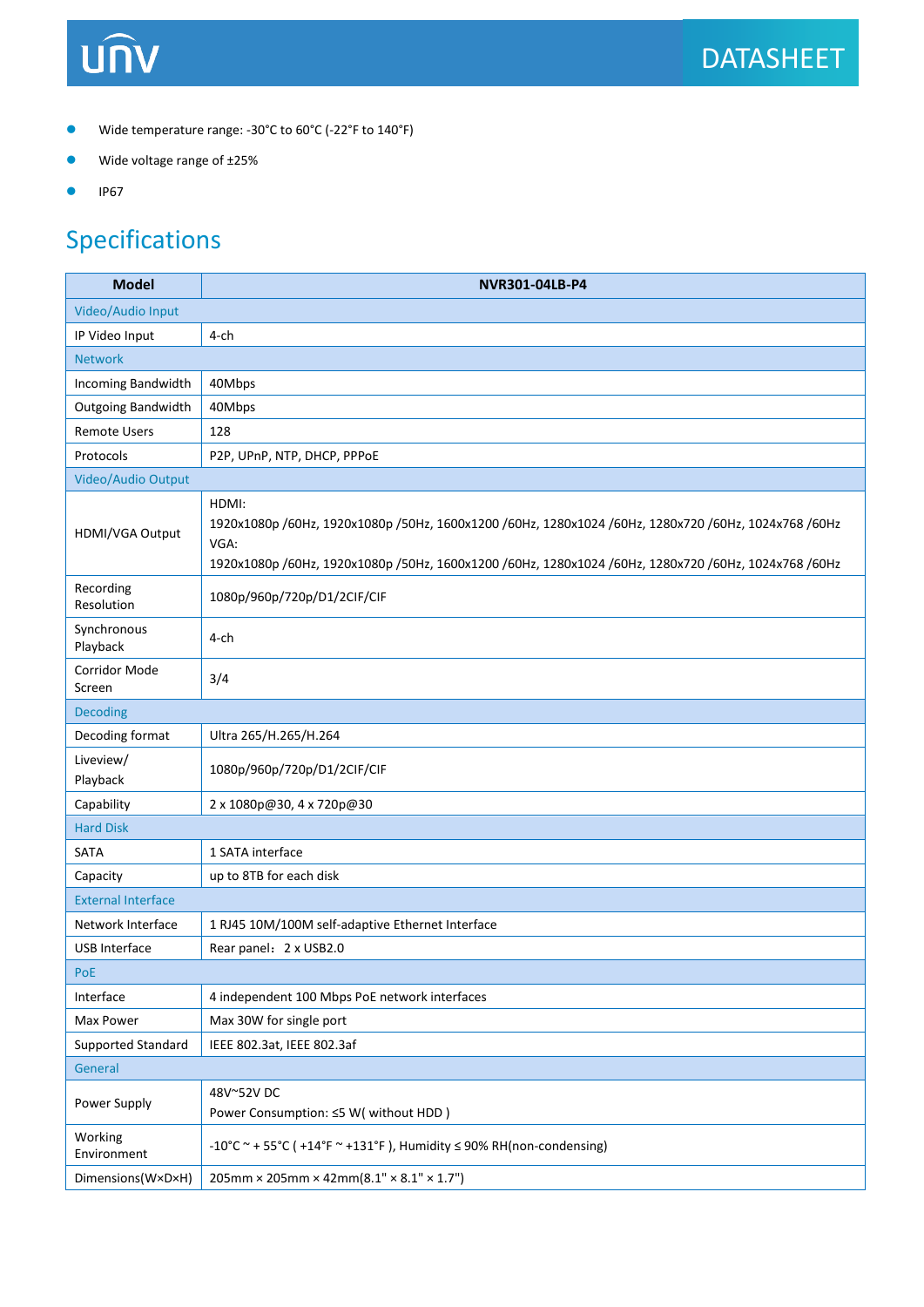- Wide temperature range: -30°C to 60°C (-22°F to 140°F)
- Wide voltage range of ±25%
- IP67

## Specifications

| Model | NVR301-04LB-P4 |
|---|---|
| **Video/Audio Input** | |
| IP Video Input | 4-ch |
| **Network** | |
| Incoming Bandwidth | 40Mbps |
| Outgoing Bandwidth | 40Mbps |
| Remote Users | 128 |
| Protocols | P2P, UPnP, NTP, DHCP, PPPoE |
| **Video/Audio Output** | |
| HDMI/VGA Output | HDMI:<br>1920x1080p /60Hz, 1920x1080p /50Hz, 1600x1200 /60Hz, 1280x1024 /60Hz, 1280x720 /60Hz, 1024x768 /60Hz<br>VGA:<br>1920x1080p /60Hz, 1920x1080p /50Hz, 1600x1200 /60Hz, 1280x1024 /60Hz, 1280x720 /60Hz, 1024x768 /60Hz |
| Recording Resolution | 1080p/960p/720p/D1/2CIF/CIF |
| Synchronous Playback | 4-ch |
| Corridor Mode Screen | 3/4 |
| **Decoding** | |
| Decoding format | Ultra 265/H.265/H.264 |
| Liveview/ Playback | 1080p/960p/720p/D1/2CIF/CIF |
| Capability | 2 x 1080p@30, 4 x 720p@30 |
| **Hard Disk** | |
| SATA | 1 SATA interface |
| Capacity | up to 8TB for each disk |
| **External Interface** | |
| Network Interface | 1 RJ45 10M/100M self-adaptive Ethernet Interface |
| USB Interface | Rear panel：2 x USB2.0 |
| **PoE** | |
| Interface | 4 independent 100 Mbps PoE network interfaces |
| Max Power | Max 30W for single port |
| Supported Standard | IEEE 802.3at, IEEE 802.3af |
| **General** | |
| Power Supply | 48V~52V DC<br>Power Consumption: ≤5 W( without HDD ) |
| Working Environment | -10°C ~ + 55°C ( +14°F ~ +131°F ), Humidity ≤ 90% RH(non-condensing) |
| Dimensions(W×D×H) | 205mm × 205mm × 42mm(8.1" × 8.1" × 1.7") |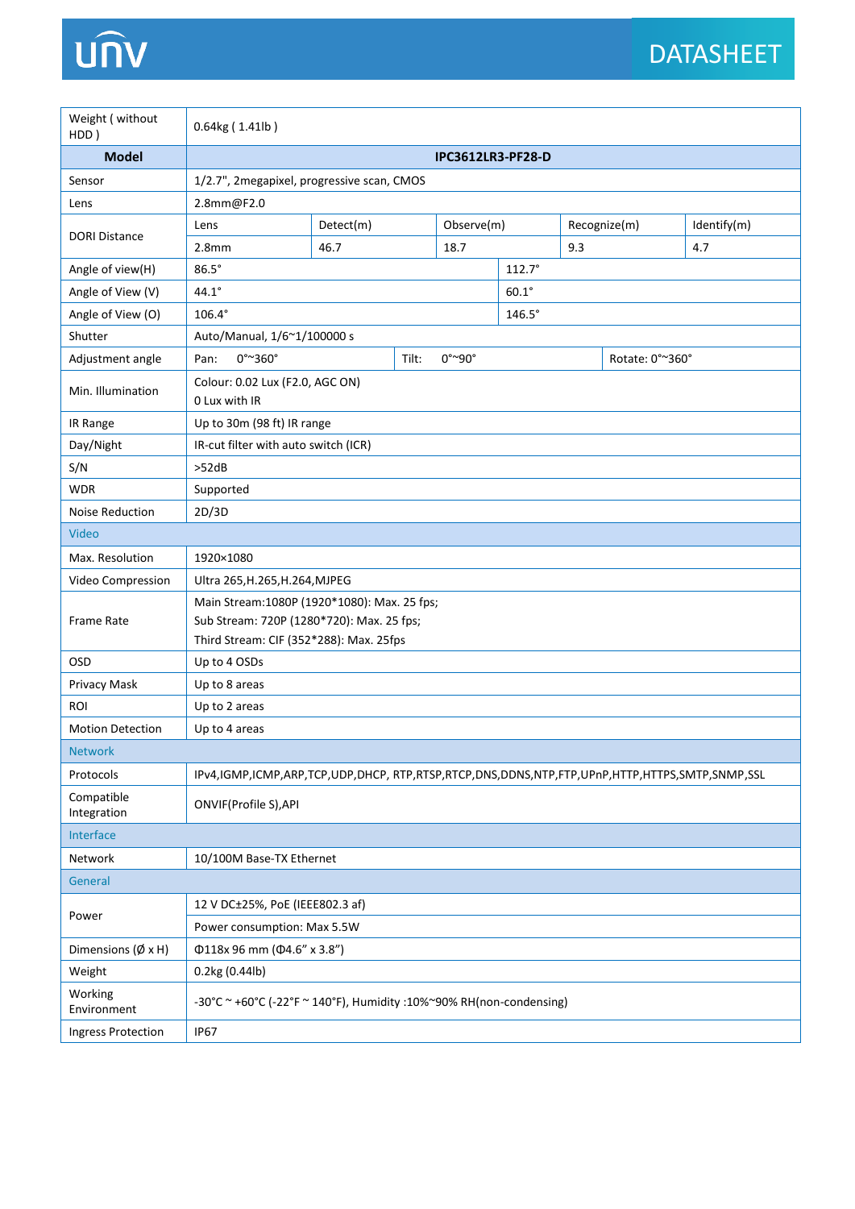| Weight ( without HDD ) | 0.64kg ( 1.41lb ) | | | | |
|---|---|---|---|---|---|
| **Model** | **IPC3612LR3-PF28-D** | | | | |
| Sensor | 1/2.7", 2megapixel, progressive scan, CMOS | | | | |
| Lens | 2.8mm@F2.0 | | | | |
| DORI Distance | Lens | Detect(m) | Observe(m) | Recognize(m) | Identify(m) |
| | 2.8mm | 46.7 | 18.7 | 9.3 | 4.7 |
| Angle of view(H) | 86.5° | | 112.7° | | |
| Angle of View (V) | 44.1° | | 60.1° | | |
| Angle of View (O) | 106.4° | | 146.5° | | |
| Shutter | Auto/Manual, 1/6~1/100000 s | | | | |
| Adjustment angle | Pan: 0°~360° | Tilt: 0°~90° | Rotate: 0°~360° | | |
| Min. Illumination | Colour: 0.02 Lux (F2.0, AGC ON)<br>0 Lux with IR | | | | |
| IR Range | Up to 30m (98 ft) IR range | | | | |
| Day/Night | IR-cut filter with auto switch (ICR) | | | | |
| S/N | >52dB | | | | |
| WDR | Supported | | | | |
| Noise Reduction | 2D/3D | | | | |
| **Video** | | | | | |
| Max. Resolution | 1920×1080 | | | | |
| Video Compression | Ultra 265,H.265,H.264,MJPEG | | | | |
| Frame Rate | Main Stream:1080P (1920*1080): Max. 25 fps;<br>Sub Stream: 720P (1280*720): Max. 25 fps;<br>Third Stream: CIF (352*288): Max. 25fps | | | | |
| OSD | Up to 4 OSDs | | | | |
| Privacy Mask | Up to 8 areas | | | | |
| ROI | Up to 2 areas | | | | |
| Motion Detection | Up to 4 areas | | | | |
| **Network** | | | | | |
| Protocols | IPv4,IGMP,ICMP,ARP,TCP,UDP,DHCP, RTP,RTSP,RTCP,DNS,DDNS,NTP,FTP,UPnP,HTTP,HTTPS,SMTP,SNMP,SSL | | | | |
| Compatible Integration | ONVIF(Profile S),API | | | | |
| **Interface** | | | | | |
| Network | 10/100M Base-TX Ethernet | | | | |
| **General** | | | | | |
| Power | 12 V DC±25%, PoE (IEEE802.3 af) | | | | |
| | Power consumption: Max 5.5W | | | | |
| Dimensions (Ø x H) | Φ118x 96 mm (Φ4.6" x 3.8") | | | | |
| Weight | 0.2kg (0.44lb) | | | | |
| Working Environment | -30°C ~ +60°C (-22°F ~ 140°F), Humidity :10%~90% RH(non-condensing) | | | | |
| Ingress Protection | IP67 | | | | |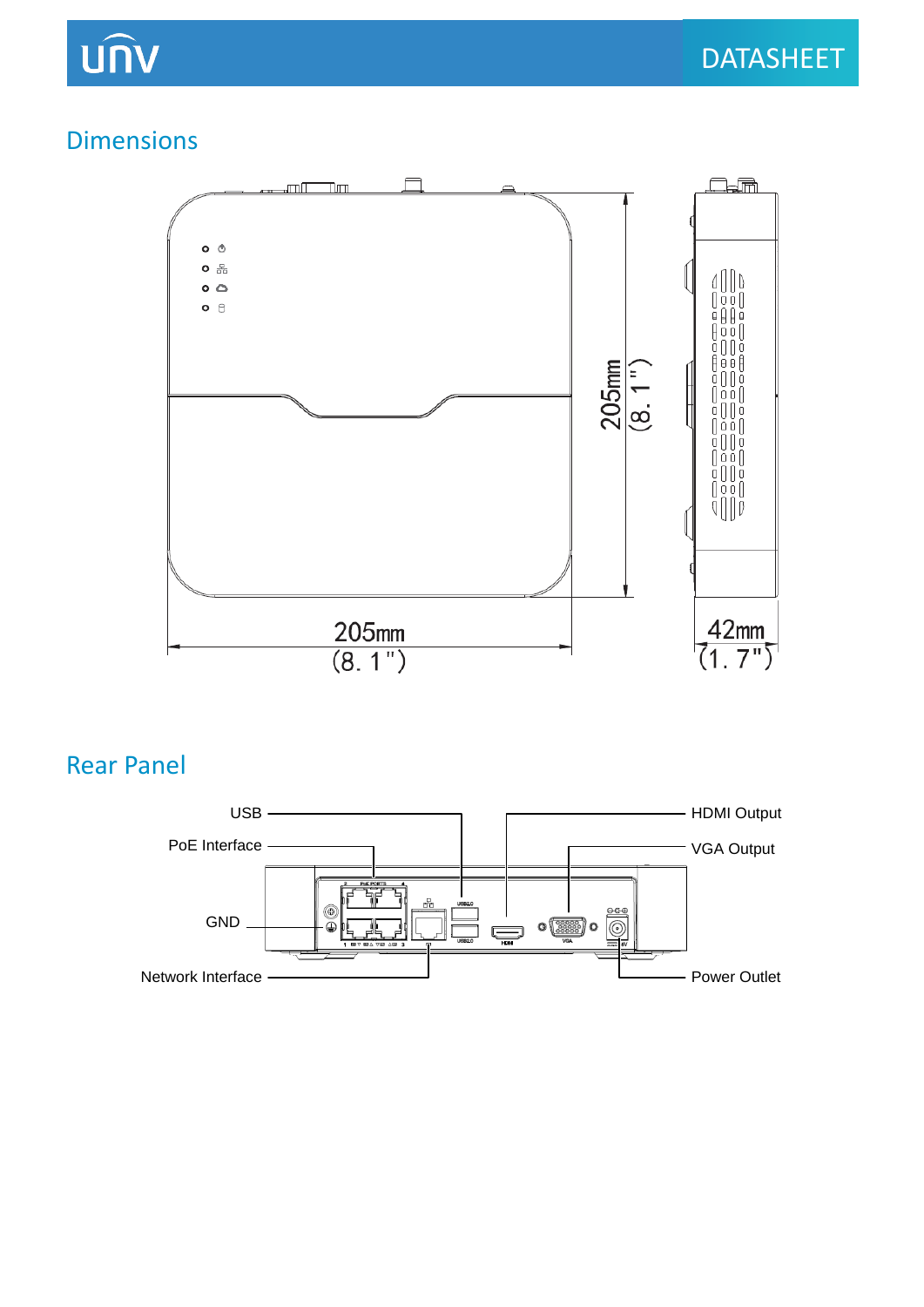## Dimensions

205mm (8.1")

205mm (8.1")

42mm (1.7")

## Rear Panel

USB

PoE Interface

GND

Network Interface

HDMI Output

VGA Output

Power Outlet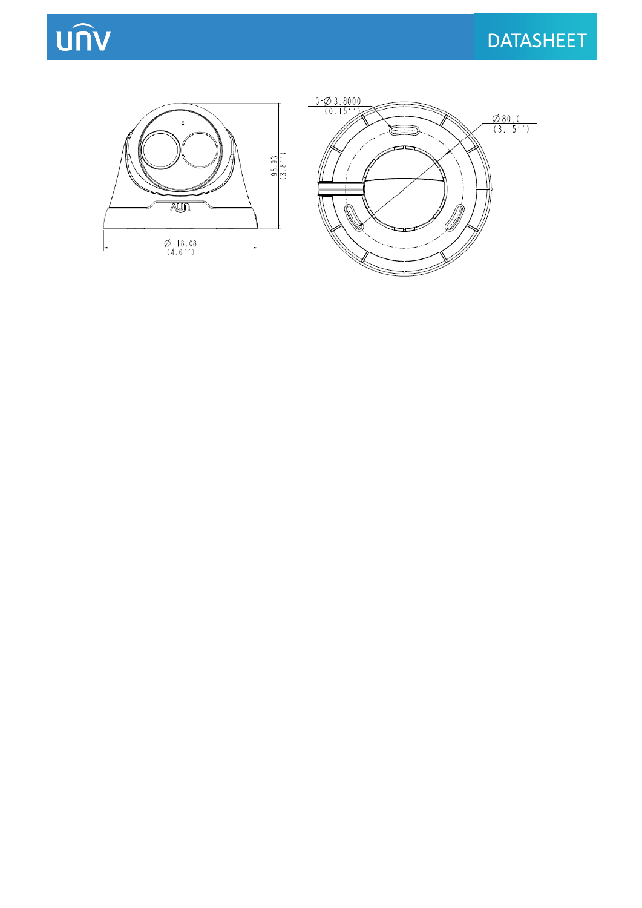3-Ø 3.8000
(0.15'')

Ø 80.0
(3.15'')

95.93
(3.8'')

Ø 118.08
(4.6'')